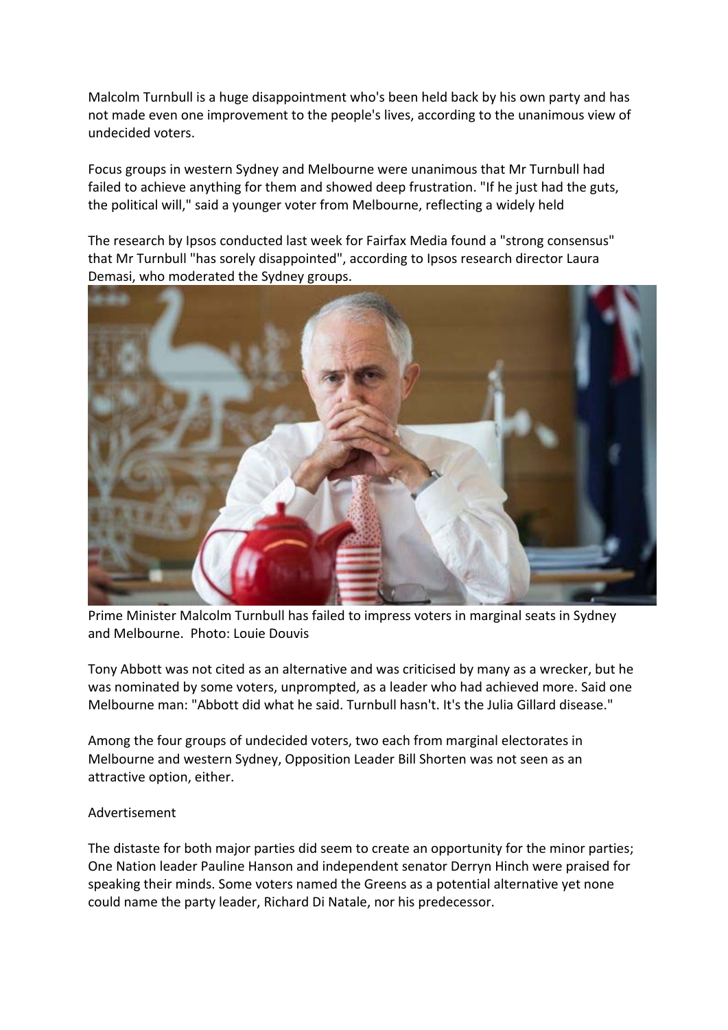Malcolm Turnbull is a huge disappointment who's been held back by his own party and has not made even one improvement to the people's lives, according to the unanimous view of undecided voters.

Focus groups in western Sydney and Melbourne were unanimous that Mr Turnbull had failed to achieve anything for them and showed deep frustration. "If he just had the guts, the political will," said a younger voter from Melbourne, reflecting a widely held

The research by Ipsos conducted last week for Fairfax Media found a "strong consensus" that Mr Turnbull "has sorely disappointed", according to Ipsos research director Laura Demasi, who moderated the Sydney groups.

Prime Minister Malcolm Turnbull has failed to impress voters in marginal seats in Sydney and Melbourne. Photo: Louie Douvis

Tony Abbott was not cited as an alternative and was criticised by many as a wrecker, but he was nominated by some voters, unprompted, as a leader who had achieved more. Said one Melbourne man: "Abbott did what he said. Turnbull hasn't. It's the Julia Gillard disease."

Among the four groups of undecided voters, two each from marginal electorates in Melbourne and western Sydney, Opposition Leader Bill Shorten was not seen as an attractive option, either.

Advertisement

The distaste for both major parties did seem to create an opportunity for the minor parties; One Nation leader Pauline Hanson and independent senator Derryn Hinch were praised for speaking their minds. Some voters named the Greens as a potential alternative yet none could name the party leader, Richard Di Natale, nor his predecessor.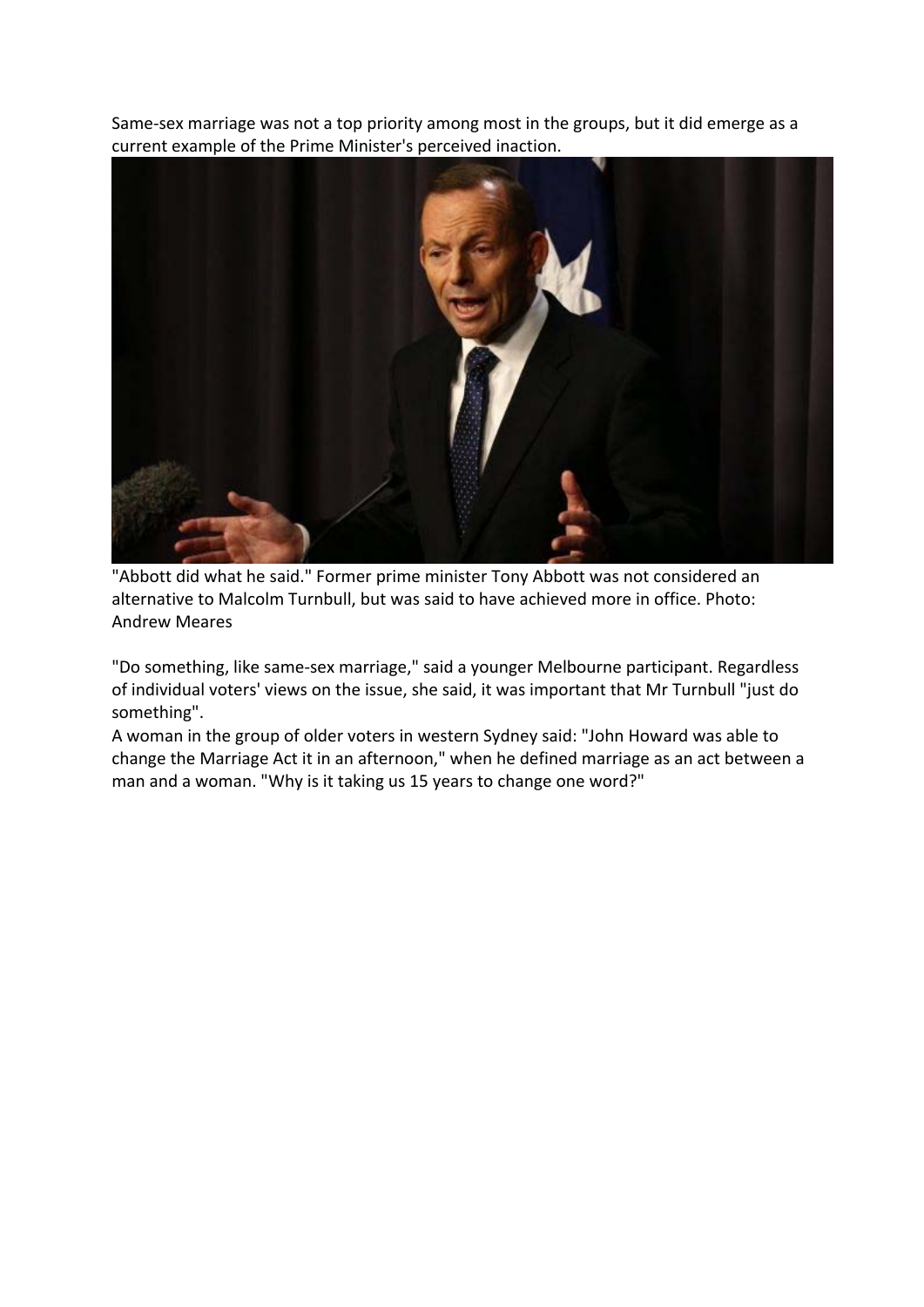Same-sex marriage was not a top priority among most in the groups, but it did emerge as a current example of the Prime Minister's perceived inaction.

"Abbott did what he said." Former prime minister Tony Abbott was not considered an alternative to Malcolm Turnbull, but was said to have achieved more in office. Photo: Andrew Meares

"Do something, like same-sex marriage," said a younger Melbourne participant. Regardless of individual voters' views on the issue, she said, it was important that Mr Turnbull "just do something".

A woman in the group of older voters in western Sydney said: "John Howard was able to change the Marriage Act it in an afternoon," when he defined marriage as an act between a man and a woman. "Why is it taking us 15 years to change one word?"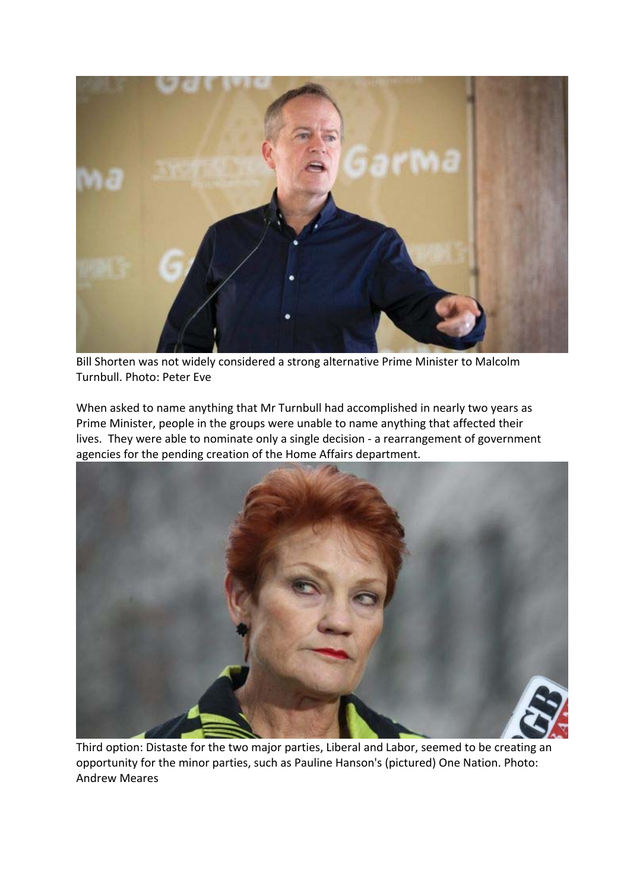Bill Shorten was not widely considered a strong alternative Prime Minister to Malcolm Turnbull. Photo: Peter Eve

When asked to name anything that Mr Turnbull had accomplished in nearly two years as Prime Minister, people in the groups were unable to name anything that affected their lives. They were able to nominate only a single decision - a rearrangement of government agencies for the pending creation of the Home Affairs department.

Third option: Distaste for the two major parties, Liberal and Labor, seemed to be creating an opportunity for the minor parties, such as Pauline Hanson's (pictured) One Nation. Photo: Andrew Meares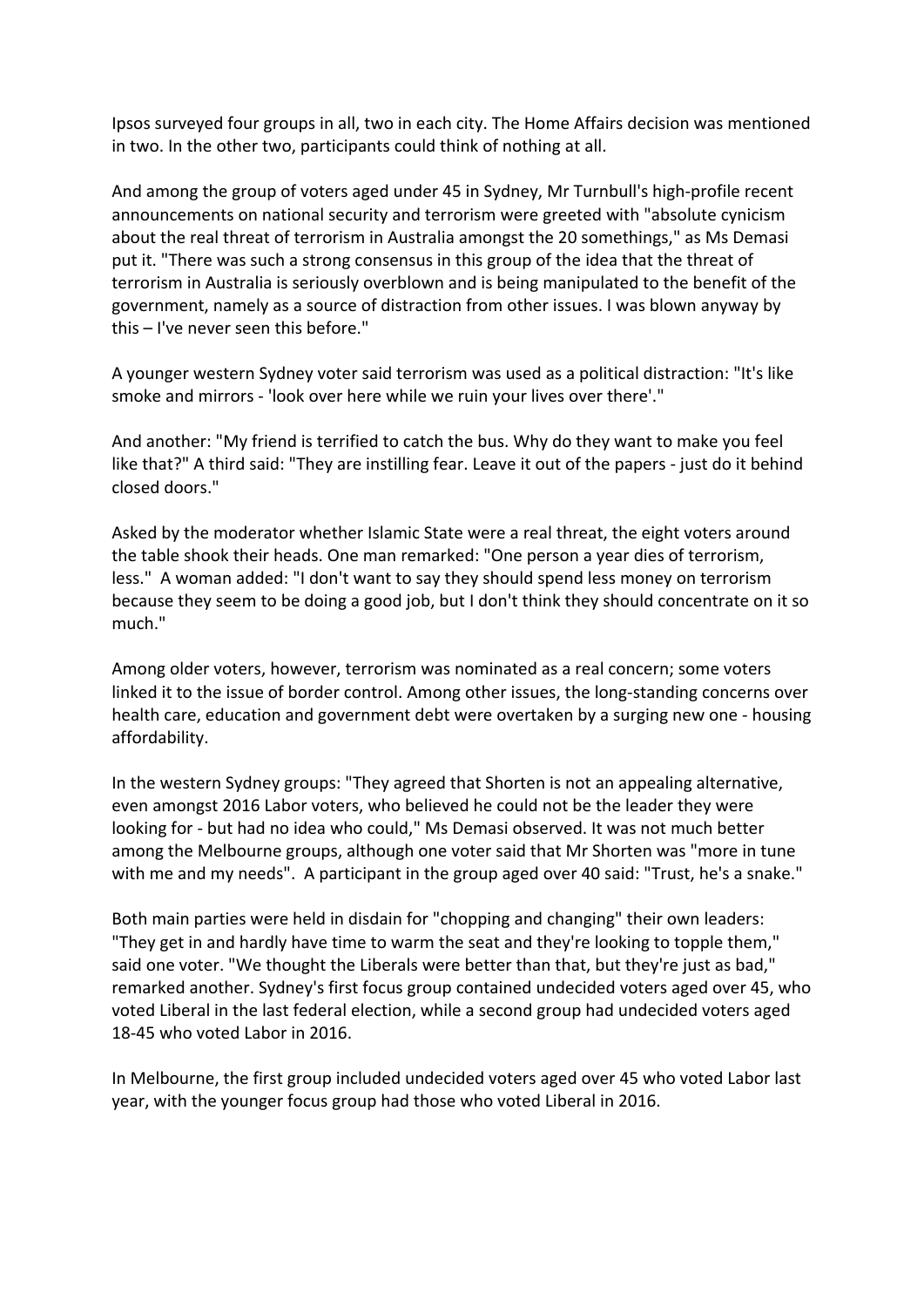Ipsos surveyed four groups in all, two in each city. The Home Affairs decision was mentioned in two. In the other two, participants could think of nothing at all.

And among the group of voters aged under 45 in Sydney, Mr Turnbull's high-profile recent announcements on national security and terrorism were greeted with "absolute cynicism about the real threat of terrorism in Australia amongst the 20 somethings," as Ms Demasi put it. "There was such a strong consensus in this group of the idea that the threat of terrorism in Australia is seriously overblown and is being manipulated to the benefit of the government, namely as a source of distraction from other issues. I was blown anyway by this – I've never seen this before."

A younger western Sydney voter said terrorism was used as a political distraction: "It's like smoke and mirrors - 'look over here while we ruin your lives over there'."

And another: "My friend is terrified to catch the bus. Why do they want to make you feel like that?" A third said: "They are instilling fear. Leave it out of the papers - just do it behind closed doors."

Asked by the moderator whether Islamic State were a real threat, the eight voters around the table shook their heads. One man remarked: "One person a year dies of terrorism, less." A woman added: "I don't want to say they should spend less money on terrorism because they seem to be doing a good job, but I don't think they should concentrate on it so much."

Among older voters, however, terrorism was nominated as a real concern; some voters linked it to the issue of border control. Among other issues, the long-standing concerns over health care, education and government debt were overtaken by a surging new one - housing affordability.

In the western Sydney groups: "They agreed that Shorten is not an appealing alternative, even amongst 2016 Labor voters, who believed he could not be the leader they were looking for - but had no idea who could," Ms Demasi observed. It was not much better among the Melbourne groups, although one voter said that Mr Shorten was "more in tune with me and my needs". A participant in the group aged over 40 said: "Trust, he's a snake."

Both main parties were held in disdain for "chopping and changing" their own leaders: "They get in and hardly have time to warm the seat and they're looking to topple them," said one voter. "We thought the Liberals were better than that, but they're just as bad," remarked another. Sydney's first focus group contained undecided voters aged over 45, who voted Liberal in the last federal election, while a second group had undecided voters aged 18-45 who voted Labor in 2016.

In Melbourne, the first group included undecided voters aged over 45 who voted Labor last year, with the younger focus group had those who voted Liberal in 2016.